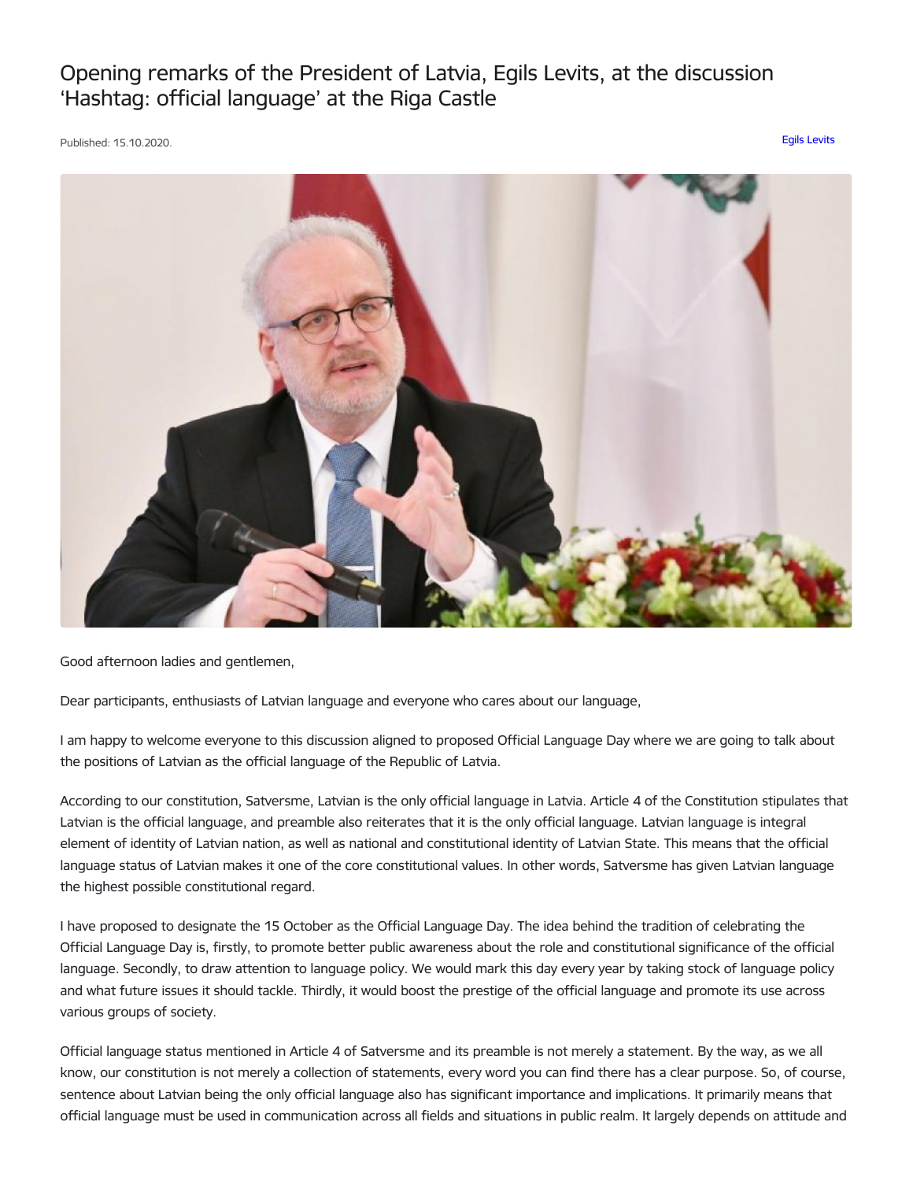# Opening remarks of the President of Latvia, Egils Levits, at the discussion 'Hashtag: official language' at the Riga Castle

Published: 15.10.2020.

Egils Levits

Good afternoon ladies and gentlemen,

Dear participants, enthusiasts of Latvian language and everyone who cares about our language,

I am happy to welcome everyone to this discussion aligned to proposed Official Language Day where we are going to talk about the positions of Latvian as the official language of the Republic of Latvia.

According to our constitution, Satversme, Latvian is the only official language in Latvia. Article 4 of the Constitution stipulates that Latvian is the official language, and preamble also reiterates that it is the only official language. Latvian language is integral element of identity of Latvian nation, as well as national and constitutional identity of Latvian State. This means that the official language status of Latvian makes it one of the core constitutional values. In other words, Satversme has given Latvian language the highest possible constitutional regard.

I have proposed to designate the 15 October as the Official Language Day. The idea behind the tradition of celebrating the Official Language Day is, firstly, to promote better public awareness about the role and constitutional significance of the official language. Secondly, to draw attention to language policy. We would mark this day every year by taking stock of language policy and what future issues it should tackle. Thirdly, it would boost the prestige of the official language and promote its use across various groups of society.

Official language status mentioned in Article 4 of Satversme and its preamble is not merely a statement. By the way, as we all know, our constitution is not merely a collection of statements, every word you can find there has a clear purpose. So, of course, sentence about Latvian being the only official language also has significant importance and implications. It primarily means that official language must be used in communication across all fields and situations in public realm. It largely depends on attitude and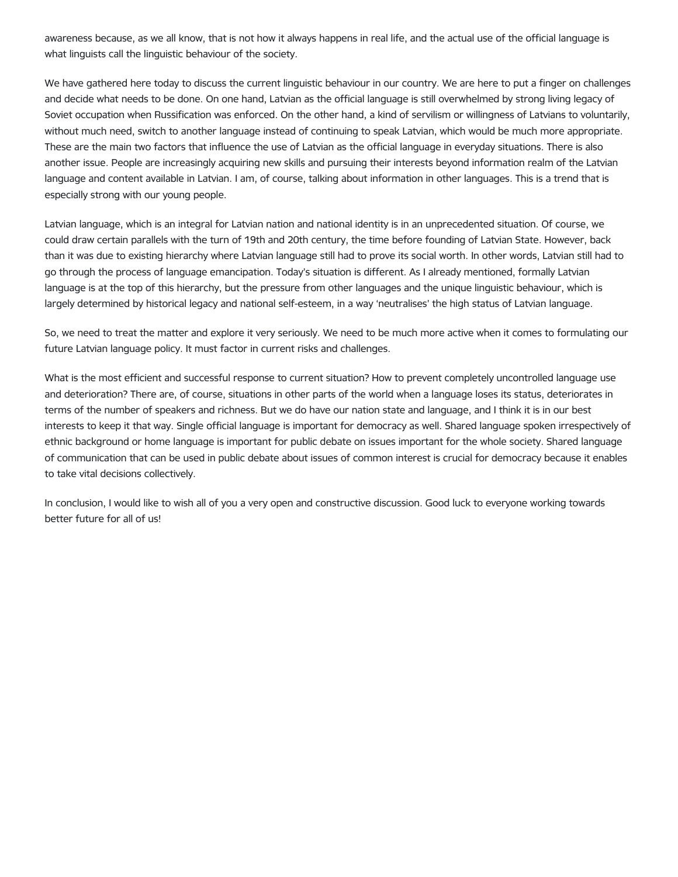awareness because, as we all know, that is not how it always happens in real life, and the actual use of the official language is what linguists call the linguistic behaviour of the society.

We have gathered here today to discuss the current linguistic behaviour in our country. We are here to put a finger on challenges and decide what needs to be done. On one hand, Latvian as the official language is still overwhelmed by strong living legacy of Soviet occupation when Russification was enforced. On the other hand, a kind of servilism or willingness of Latvians to voluntarily, without much need, switch to another language instead of continuing to speak Latvian, which would be much more appropriate. These are the main two factors that influence the use of Latvian as the official language in everyday situations. There is also another issue. People are increasingly acquiring new skills and pursuing their interests beyond information realm of the Latvian language and content available in Latvian. I am, of course, talking about information in other languages. This is a trend that is especially strong with our young people.

Latvian language, which is an integral for Latvian nation and national identity is in an unprecedented situation. Of course, we could draw certain parallels with the turn of 19th and 20th century, the time before founding of Latvian State. However, back than it was due to existing hierarchy where Latvian language still had to prove its social worth. In other words, Latvian still had to go through the process of language emancipation. Today's situation is different. As I already mentioned, formally Latvian language is at the top of this hierarchy, but the pressure from other languages and the unique linguistic behaviour, which is largely determined by historical legacy and national self-esteem, in a way 'neutralises' the high status of Latvian language.

So, we need to treat the matter and explore it very seriously. We need to be much more active when it comes to formulating our future Latvian language policy. It must factor in current risks and challenges.

What is the most efficient and successful response to current situation? How to prevent completely uncontrolled language use and deterioration? There are, of course, situations in other parts of the world when a language loses its status, deteriorates in terms of the number of speakers and richness. But we do have our nation state and language, and I think it is in our best interests to keep it that way. Single official language is important for democracy as well. Shared language spoken irrespectively of ethnic background or home language is important for public debate on issues important for the whole society. Shared language of communication that can be used in public debate about issues of common interest is crucial for democracy because it enables to take vital decisions collectively.

In conclusion, I would like to wish all of you a very open and constructive discussion. Good luck to everyone working towards better future for all of us!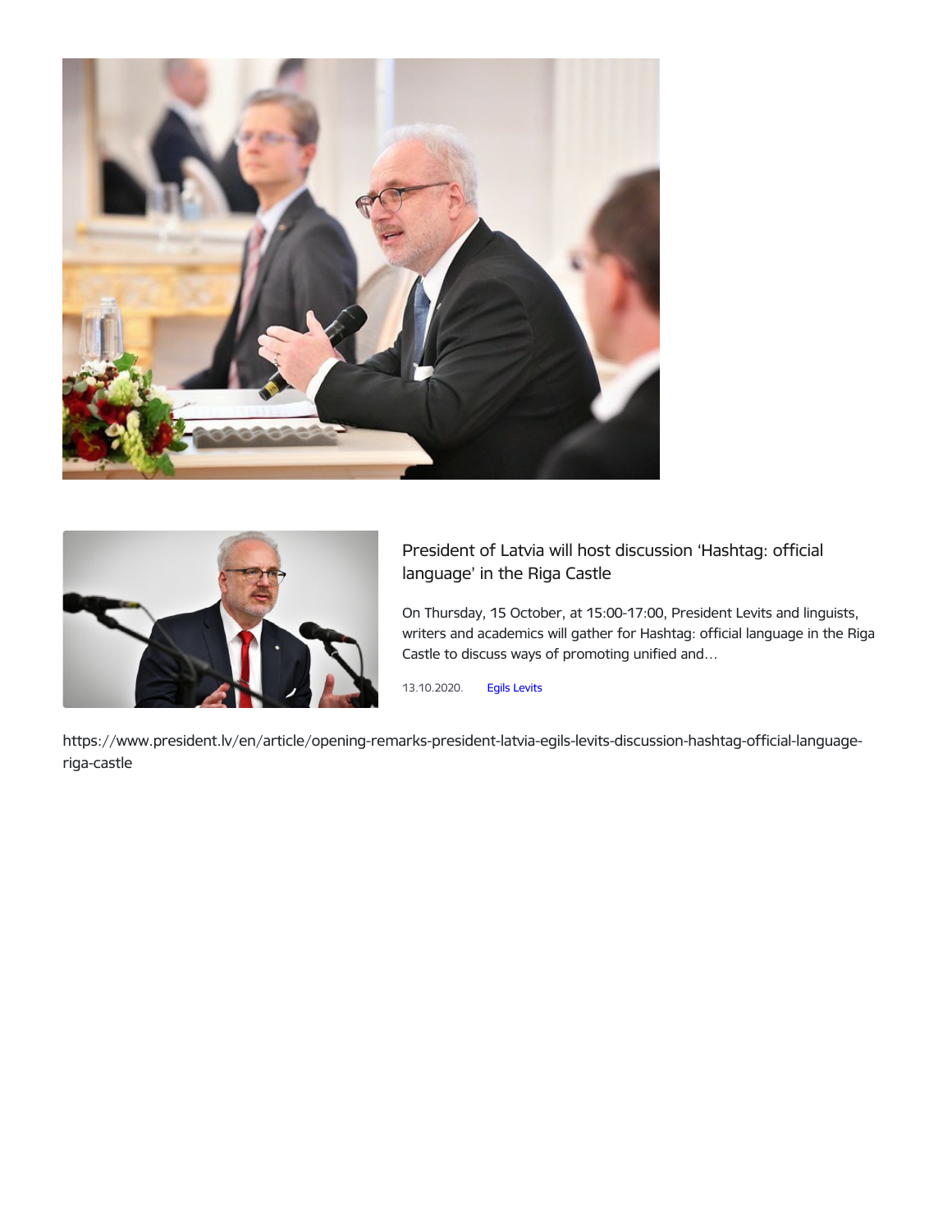President of Latvia will host discussion ‘Hashtag: official language’ in the Riga Castle

On Thursday, 15 October, at 15:00-17:00, President Levits and linguists, writers and academics will gather for Hashtag: official language in the Riga Castle to discuss ways of promoting unified and…

13.10.2020. Egils Levits

https://www.president.lv/en/article/opening-remarks-president-latvia-egils-levits-discussion-hashtag-official-language-riga-castle